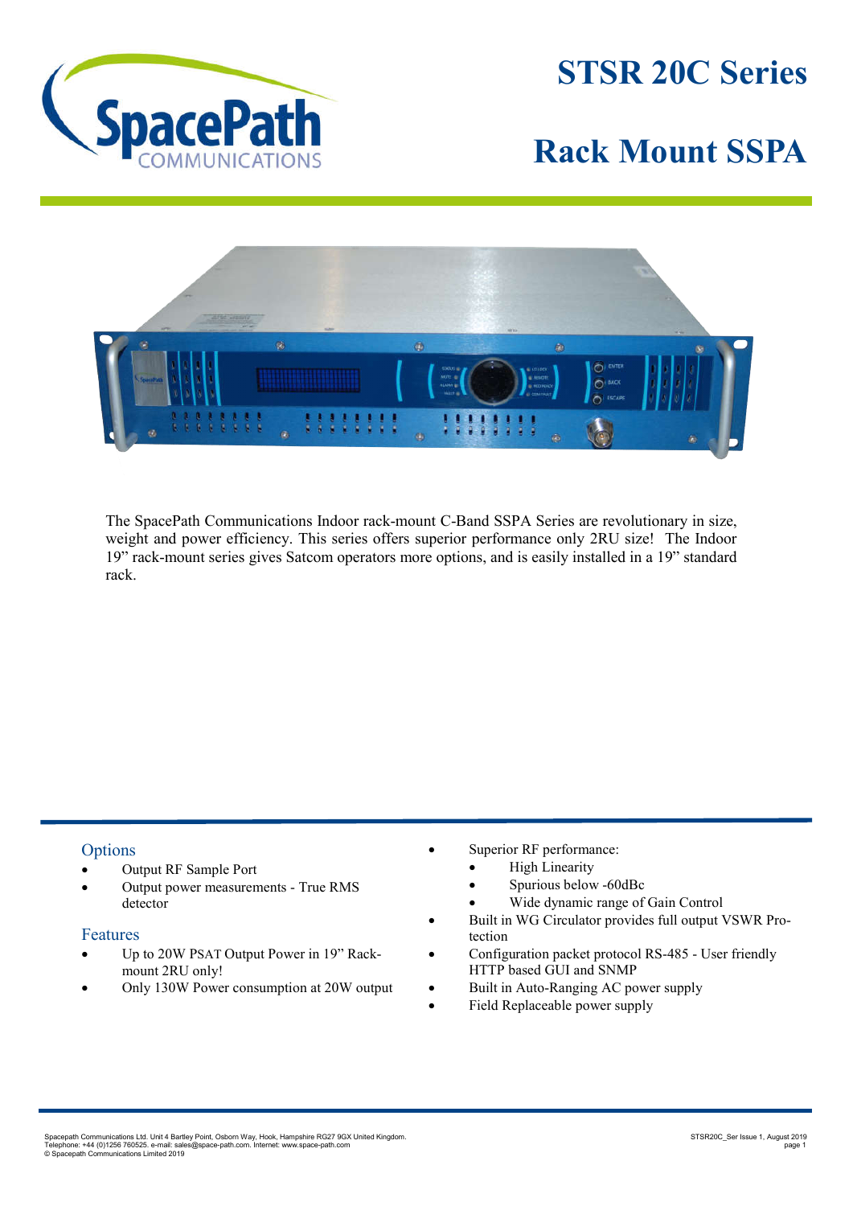# STSR 20C Series

# Rack Mount SSPA

The SpacePath Communications Indoor rack-mount C-Band SSPA Series are revolutionary in size, weight and power efficiency. This series offers superior performance only 2RU size! The Indoor 19" rack-mount series gives Satcom operators more options, and is easily installed in a 19" standard rack.

## Options

- Output RF Sample Port
- Output power measurements - True RMS detector

## Features

- Up to 20W PSAT Output Power in 19" Rack-mount 2RU only!
- Only 130W Power consumption at 20W output
- Superior RF performance:
  - High Linearity
  - Spurious below -60dBc
  - Wide dynamic range of Gain Control
- Built in WG Circulator provides full output VSWR Protection
- Configuration packet protocol RS-485 - User friendly HTTP based GUI and SNMP
- Built in Auto-Ranging AC power supply
- Field Replaceable power supply

Spacepath Communications Ltd. Unit 4 Bartley Point, Osborn Way, Hook, Hampshire RG27 9GX United Kingdom.
Telephone: +44 (0)1256 760525. e-mail: sales@space-path.com. Internet: www.space-path.com
© Spacepath Communications Limited 2019

STSR20C_Ser Issue 1, August 2019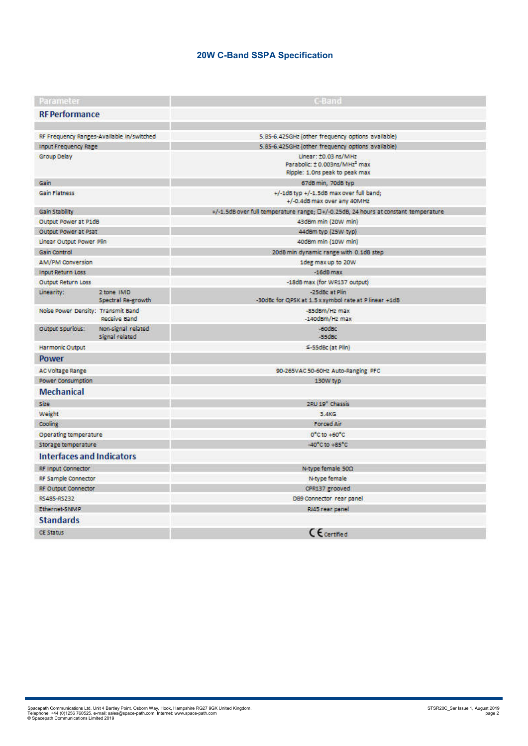# 20W C-Band SSPA Specification

| Parameter | C-Band |
|---|---|
| **RF Performance** | |
| | |
| RF Frequency Ranges-Available in/switched | 5.85-6.425GHz (other frequency options available) |
| Input Frequency Rage | 5.85-6.425GHz (other frequency options available) |
| Group Delay | Linear: ±0.03 ns/MHz<br>Parabolic: ± 0.003ns/MHz² max<br>Ripple: 1.0ns peak to peak max |
| Gain | 67dB min, 70dB typ |
| Gain Flatness | +/-1dB typ +/-1.5dB max over full band;<br>+/-0.4dB max over any 40MHz |
| Gain Stability | +/-1.5dB over full temperature range; □+/-0.25dB, 24 hours at constant temperature |
| Output Power at P1dB | 43dBm min (20W min) |
| Output Power at Psat | 44dBm typ (25W typ) |
| Linear Output Power Plin | 40dBm min (10W min) |
| Gain Control | 20dB min dynamic range with 0.1dB step |
| AM/PM Conversion | 1deg max up to 20W |
| Input Return Loss | -16dB max |
| Output Return Loss | -18dB max (for WR137 output) |
| Linearity: 2 tone IMD<br>Spectral Re-growth | -25dBc at Plin<br>-30dBc for QPSK at 1.5 x symbol rate at P linear +1dB |
| Noise Power Density: Transmit Band<br>Receive Band | -85dBm/Hz max<br>-140dBm/Hz max |
| Output Spurious: Non-signal related<br>Signal related | -60dBc<br>-55dBc |
| Harmonic Output | ≤-55dBc (at Plin) |
| **Power** | |
| AC Voltage Range | 90-265VAC 50-60Hz Auto-Ranging PFC |
| Power Consumption | 130W typ |
| **Mechanical** | |
| Size | 2RU 19" Chassis |
| Weight | 3.4KG |
| Cooling | Forced Air |
| Operating temperature | 0°C to +60°C |
| Storage temperature | -40°C to +85°C |
| **Interfaces and Indicators** | |
| RF Input Connector | N-type female 50Ω |
| RF Sample Connector | N-type female |
| RF Output Connector | CPR137 grooved |
| RS485-RS232 | DB9 Connector rear panel |
| Ethernet-SNMP | RJ45 rear panel |
| **Standards** | |
| CE Status | CE Certified |

Spacepath Communications Ltd. Unit 4 Bartley Point, Osborn Way, Hook, Hampshire RG27 9GX United Kingdom.
Telephone: +44 (0)1256 760525. e-mail: sales@space-path.com. Internet: www.space-path.com
© Spacepath Communications Limited 2019

STSR20C_Ser Issue 1, August 2019